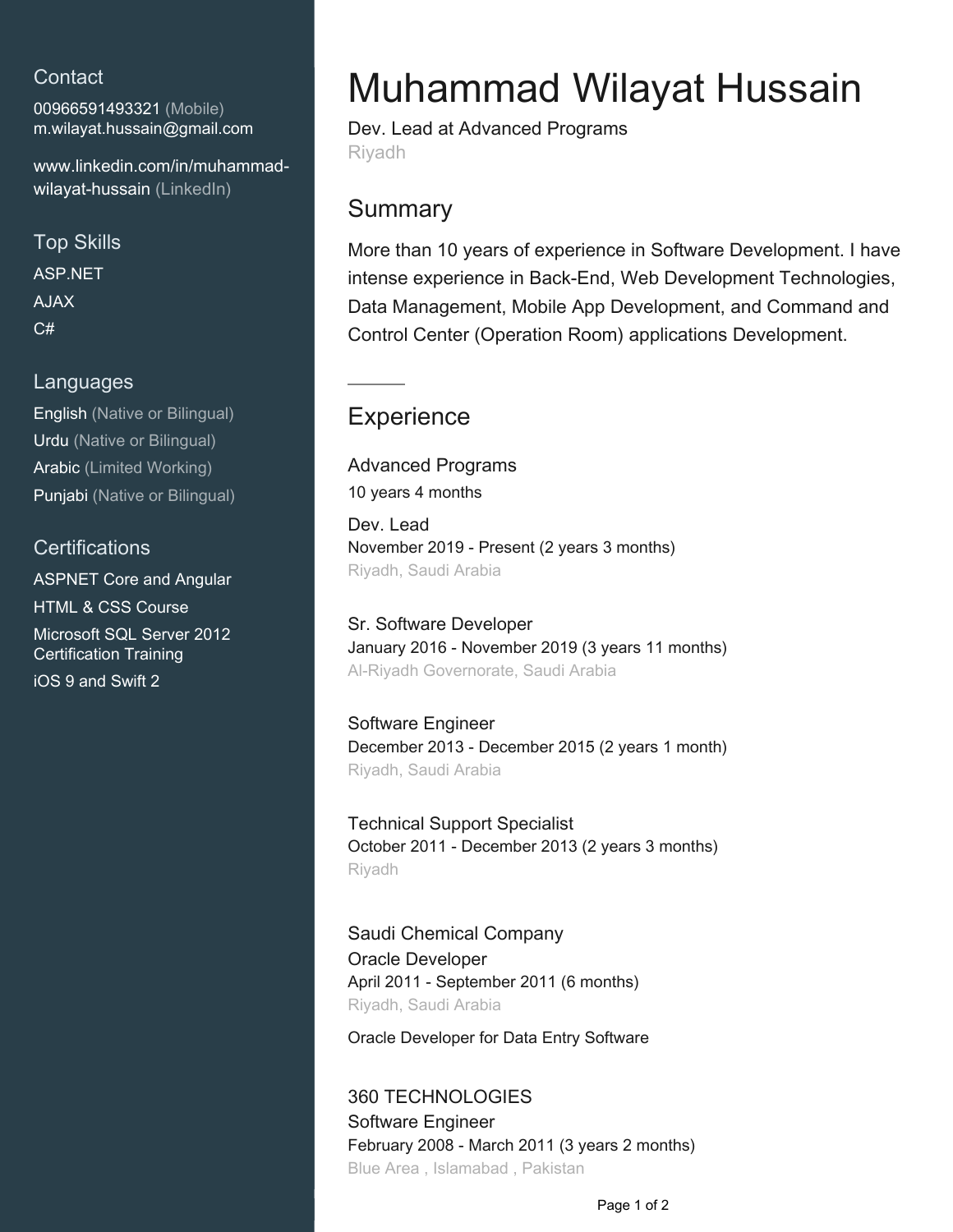## Contact

00966591493321 (Mobile)
m.wilayat.hussain@gmail.com

www.linkedin.com/in/muhammad-wilayat-hussain (LinkedIn)

## Top Skills

ASP.NET
AJAX
C#

## Languages

English (Native or Bilingual)
Urdu (Native or Bilingual)
Arabic (Limited Working)
Punjabi (Native or Bilingual)

## Certifications

ASPNET Core and Angular
HTML & CSS Course
Microsoft SQL Server 2012 Certification Training
iOS 9 and Swift 2

# Muhammad Wilayat Hussain

Dev. Lead at Advanced Programs
Riyadh

## Summary

More than 10 years of experience in Software Development. I have intense experience in Back-End, Web Development Technologies, Data Management, Mobile App Development, and Command and Control Center (Operation Room) applications Development.

## Experience

### Advanced Programs

10 years 4 months

**Dev. Lead**
November 2019 - Present (2 years 3 months)
Riyadh, Saudi Arabia

**Sr. Software Developer**
January 2016 - November 2019 (3 years 11 months)
Al-Riyadh Governorate, Saudi Arabia

**Software Engineer**
December 2013 - December 2015 (2 years 1 month)
Riyadh, Saudi Arabia

**Technical Support Specialist**
October 2011 - December 2013 (2 years 3 months)
Riyadh

### Saudi Chemical Company

**Oracle Developer**
April 2011 - September 2011 (6 months)
Riyadh, Saudi Arabia

Oracle Developer for Data Entry Software

### 360 TECHNOLOGIES

**Software Engineer**
February 2008 - March 2011 (3 years 2 months)
Blue Area , Islamabad , Pakistan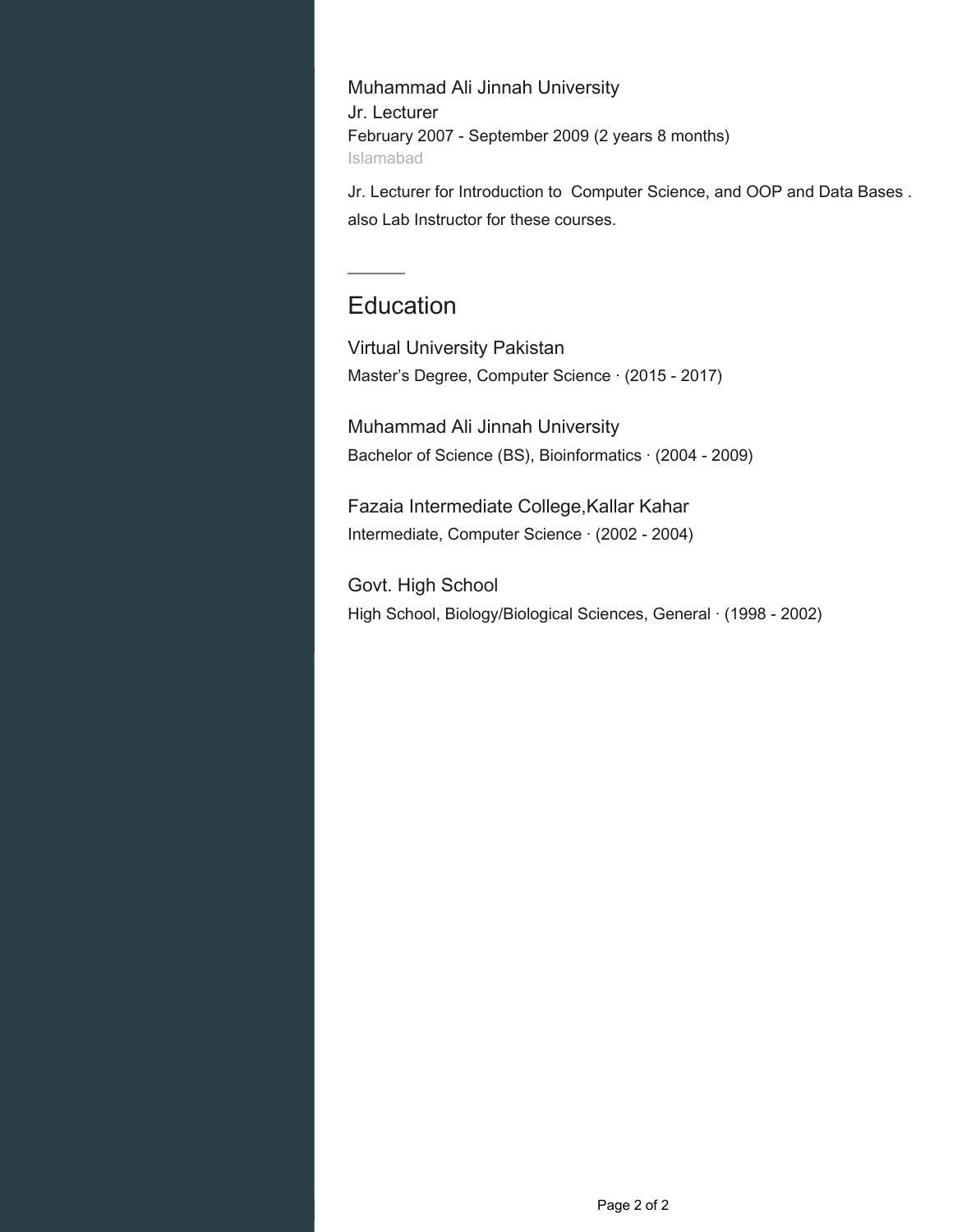Muhammad Ali Jinnah University
Jr. Lecturer
February 2007 - September 2009 (2 years 8 months)
Islamabad

Jr. Lecturer for Introduction to  Computer Science, and OOP and Data Bases .
also Lab Instructor for these courses.

## Education

Virtual University Pakistan
Master's Degree, Computer Science · (2015 - 2017)

Muhammad Ali Jinnah University
Bachelor of Science (BS), Bioinformatics · (2004 - 2009)

Fazaia Intermediate College,Kallar Kahar
Intermediate, Computer Science · (2002 - 2004)

Govt. High School
High School, Biology/Biological Sciences, General · (1998 - 2002)